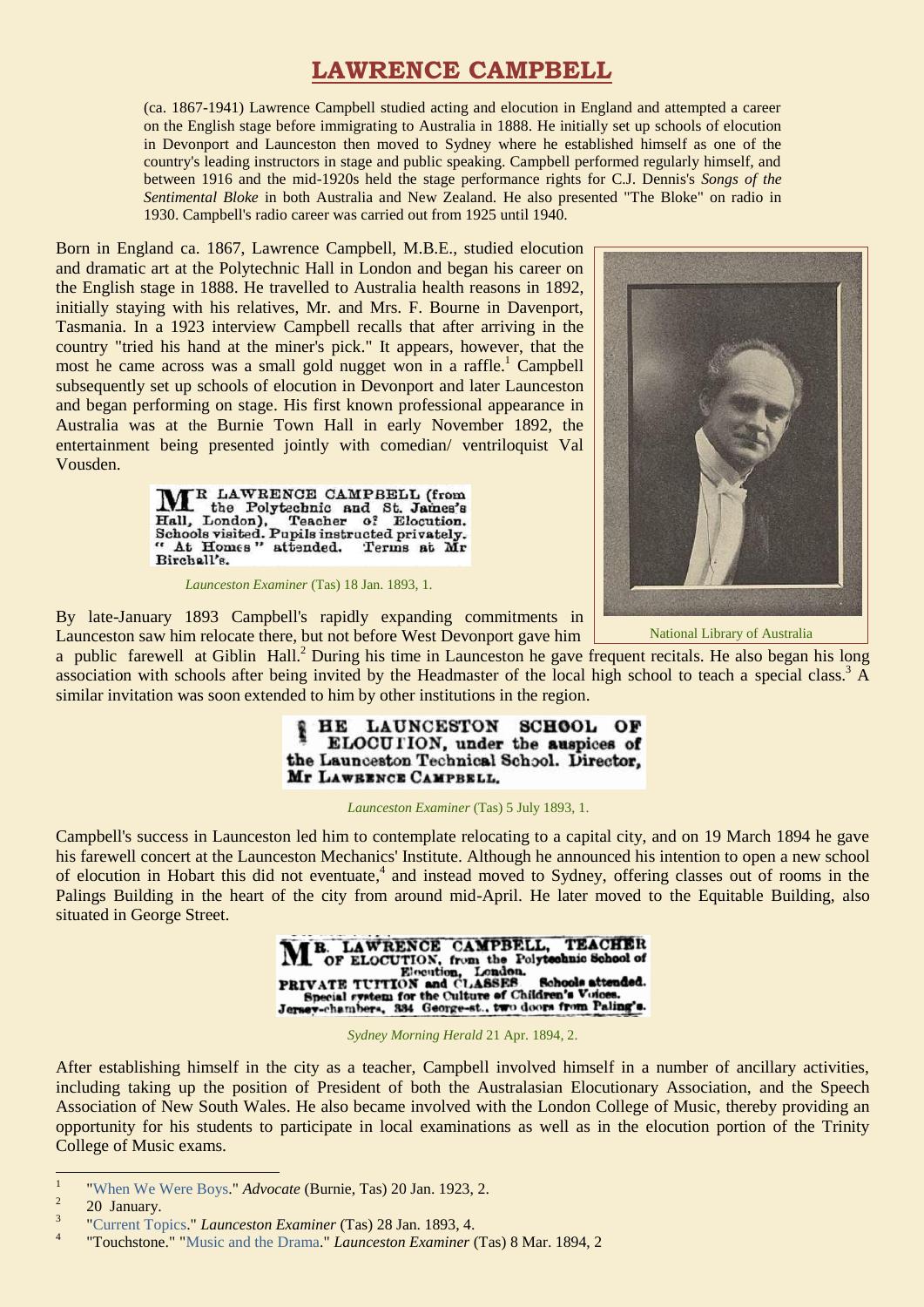# LAWRENCE CAMPBELL

(ca. 1867-1941) Lawrence Campbell studied acting and elocution in England and attempted a career on the English stage before immigrating to Australia in 1888. He initially set up schools of elocution in Devonport and Launceston then moved to Sydney where he established himself as one of the country's leading instructors in stage and public speaking. Campbell performed regularly himself, and between 1916 and the mid-1920s held the stage performance rights for C.J. Dennis's *Songs of the Sentimental Bloke* in both Australia and New Zealand. He also presented "The Bloke" on radio in 1930. Campbell's radio career was carried out from 1925 until 1940.

Born in England ca. 1867, Lawrence Campbell, M.B.E., studied elocution and dramatic art at the Polytechnic Hall in London and began his career on the English stage in 1888. He travelled to Australia health reasons in 1892, initially staying with his relatives, Mr. and Mrs. F. Bourne in Davenport, Tasmania. In a 1923 interview Campbell recalls that after arriving in the country "tried his hand at the miner's pick." It appears, however, that the most he came across was a small gold nugget won in a raffle.[1] Campbell subsequently set up schools of elocution in Devonport and later Launceston and began performing on stage. His first known professional appearance in Australia was at the Burnie Town Hall in early November 1892, the entertainment being presented jointly with comedian/ ventriloquist Val Vousden.

National Library of Australia

MR LAWRENCE CAMPBELL (from the Polytechnic and St. James's Hall, London), Teacher of Elocution. Schools visited. Pupils instructed privately. " At Homes " attended. Terms at Mr Birchall's.

*Launceston Examiner* (Tas) 18 Jan. 1893, 1.

By late-January 1893 Campbell's rapidly expanding commitments in Launceston saw him relocate there, but not before West Devonport gave him a public farewell at Giblin Hall.[2] During his time in Launceston he gave frequent recitals. He also began his long association with schools after being invited by the Headmaster of the local high school to teach a special class.[3] A similar invitation was soon extended to him by other institutions in the region.

THE LAUNCESTON SCHOOL OF ELOCUTION, under the auspices of the Launceston Technical School. Director, Mr LAWRENCE CAMPBELL.

*Launceston Examiner* (Tas) 5 July 1893, 1.

Campbell's success in Launceston led him to contemplate relocating to a capital city, and on 19 March 1894 he gave his farewell concert at the Launceston Mechanics' Institute. Although he announced his intention to open a new school of elocution in Hobart this did not eventuate,[4] and instead moved to Sydney, offering classes out of rooms in the Palings Building in the heart of the city from around mid-April. He later moved to the Equitable Building, also situated in George Street.

MR. LAWRENCE CAMPBELL, TEACHER OF ELOCUTION, from the Polytechnic School of Elocution, London. PRIVATE TUITION and CLASSES Schools attended. Special system for the Culture of Children's Voices. Jersey-chambers, 334 George-st., two doors from Paling's.

*Sydney Morning Herald* 21 Apr. 1894, 2.

After establishing himself in the city as a teacher, Campbell involved himself in a number of ancillary activities, including taking up the position of President of both the Australasian Elocutionary Association, and the Speech Association of New South Wales. He also became involved with the London College of Music, thereby providing an opportunity for his students to participate in local examinations as well as in the elocution portion of the Trinity College of Music exams.

---

[1] "When We Were Boys." *Advocate* (Burnie, Tas) 20 Jan. 1923, 2.

[2] 20 January.

[3] "Current Topics." *Launceston Examiner* (Tas) 28 Jan. 1893, 4.

[4] "Touchstone." "Music and the Drama." *Launceston Examiner* (Tas) 8 Mar. 1894, 2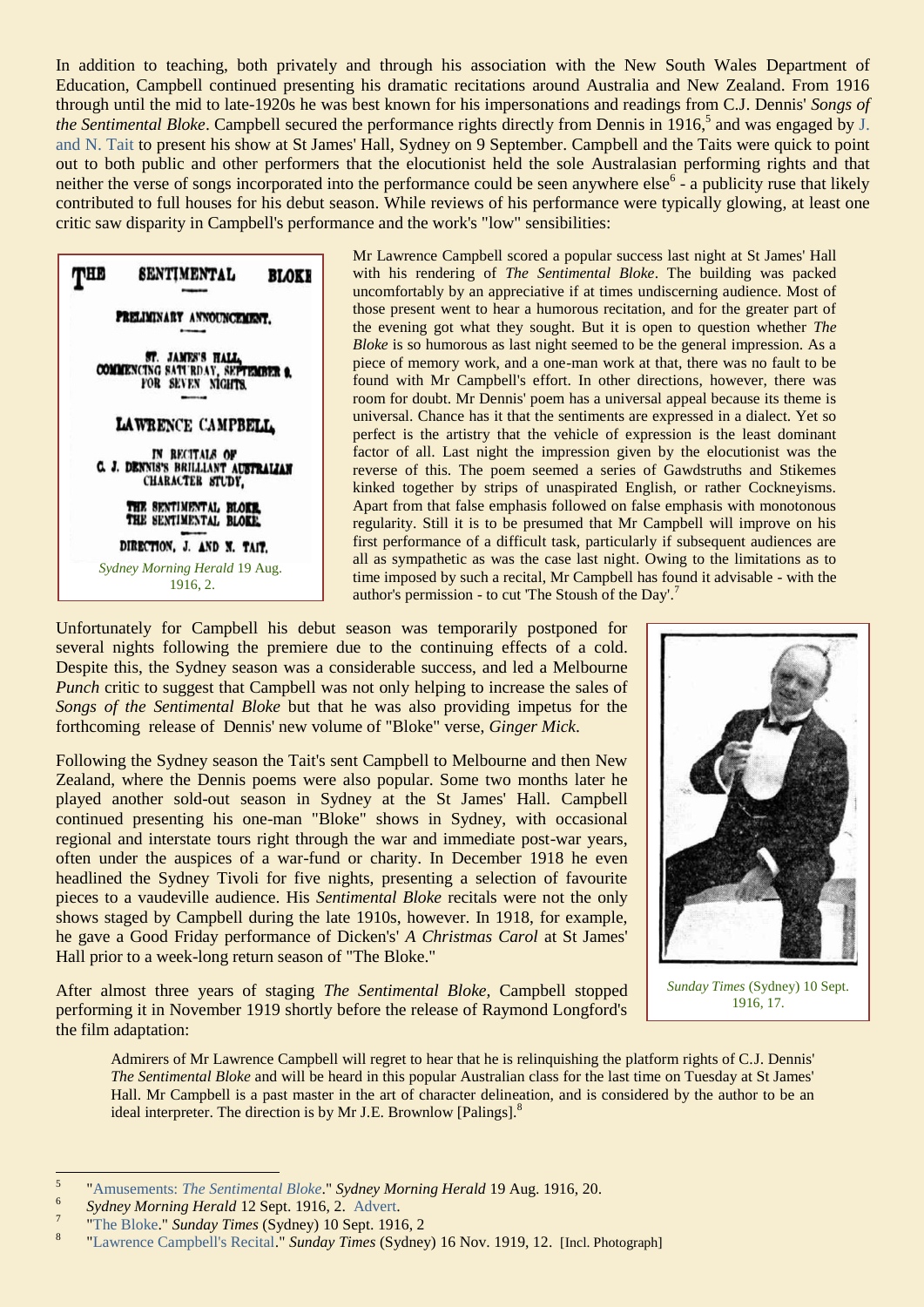In addition to teaching, both privately and through his association with the New South Wales Department of Education, Campbell continued presenting his dramatic recitations around Australia and New Zealand. From 1916 through until the mid to late-1920s he was best known for his impersonations and readings from C.J. Dennis' *Songs of the Sentimental Bloke*. Campbell secured the performance rights directly from Dennis in 1916,[5] and was engaged by J. and N. Tait to present his show at St James' Hall, Sydney on 9 September. Campbell and the Taits were quick to point out to both public and other performers that the elocutionist held the sole Australasian performing rights and that neither the verse of songs incorporated into the performance could be seen anywhere else[6] - a publicity ruse that likely contributed to full houses for his debut season. While reviews of his performance were typically glowing, at least one critic saw disparity in Campbell's performance and the work's "low" sensibilities:

THE SENTIMENTAL BLOKE

PRELIMINARY ANNOUNCEMENT.

ST. JAMES'S HALL,
COMMENCING SATURDAY, SEPTEMBER 9,
FOR SEVEN NIGHTS.

LAWRENCE CAMPBELL,

IN RECITALS OF
C. J. DENNIS'S BRILLIANT AUSTRALIAN
CHARACTER STUDY,

THE SENTIMENTAL BLOKE.
THE SENTIMENTAL BLOKE.

DIRECTION, J. AND N. TAIT.

*Sydney Morning Herald* 19 Aug. 1916, 2.

> Mr Lawrence Campbell scored a popular success last night at St James' Hall with his rendering of *The Sentimental Bloke*. The building was packed uncomfortably by an appreciative if at times undiscerning audience. Most of those present went to hear a humorous recitation, and for the greater part of the evening got what they sought. But it is open to question whether *The Bloke* is so humorous as last night seemed to be the general impression. As a piece of memory work, and a one-man work at that, there was no fault to be found with Mr Campbell's effort. In other directions, however, there was room for doubt. Mr Dennis' poem has a universal appeal because its theme is universal. Chance has it that the sentiments are expressed in a dialect. Yet so perfect is the artistry that the vehicle of expression is the least dominant factor of all. Last night the impression given by the elocutionist was the reverse of this. The poem seemed a series of Gawdstruths and Stikemes kinked together by strips of unaspirated English, or rather Cockneyisms. Apart from that false emphasis followed on false emphasis with monotonous regularity. Still it is to be presumed that Mr Campbell will improve on his first performance of a difficult task, particularly if subsequent audiences are all as sympathetic as was the case last night. Owing to the limitations as to time imposed by such a recital, Mr Campbell has found it advisable - with the author's permission - to cut 'The Stoush of the Day'.[7]

Unfortunately for Campbell his debut season was temporarily postponed for several nights following the premiere due to the continuing effects of a cold. Despite this, the Sydney season was a considerable success, and led a Melbourne *Punch* critic to suggest that Campbell was not only helping to increase the sales of *Songs of the Sentimental Bloke* but that he was also providing impetus for the forthcoming release of Dennis' new volume of "Bloke" verse, *Ginger Mick*.

Following the Sydney season the Tait's sent Campbell to Melbourne and then New Zealand, where the Dennis poems were also popular. Some two months later he played another sold-out season in Sydney at the St James' Hall. Campbell continued presenting his one-man "Bloke" shows in Sydney, with occasional regional and interstate tours right through the war and immediate post-war years, often under the auspices of a war-fund or charity. In December 1918 he even headlined the Sydney Tivoli for five nights, presenting a selection of favourite pieces to a vaudeville audience. His *Sentimental Bloke* recitals were not the only shows staged by Campbell during the late 1910s, however. In 1918, for example, he gave a Good Friday performance of Dicken's' *A Christmas Carol* at St James' Hall prior to a week-long return season of "The Bloke."

*Sunday Times* (Sydney) 10 Sept. 1916, 17.

After almost three years of staging *The Sentimental Bloke*, Campbell stopped performing it in November 1919 shortly before the release of Raymond Longford's the film adaptation:

> Admirers of Mr Lawrence Campbell will regret to hear that he is relinquishing the platform rights of C.J. Dennis' *The Sentimental Bloke* and will be heard in this popular Australian class for the last time on Tuesday at St James' Hall. Mr Campbell is a past master in the art of character delineation, and is considered by the author to be an ideal interpreter. The direction is by Mr J.E. Brownlow [Palings].[8]

---

[5] "Amusements: *The Sentimental Bloke*." *Sydney Morning Herald* 19 Aug. 1916, 20.

[6] *Sydney Morning Herald* 12 Sept. 1916, 2. Advert.

[7] "The Bloke." *Sunday Times* (Sydney) 10 Sept. 1916, 2

[8] "Lawrence Campbell's Recital." *Sunday Times* (Sydney) 16 Nov. 1919, 12. [Incl. Photograph]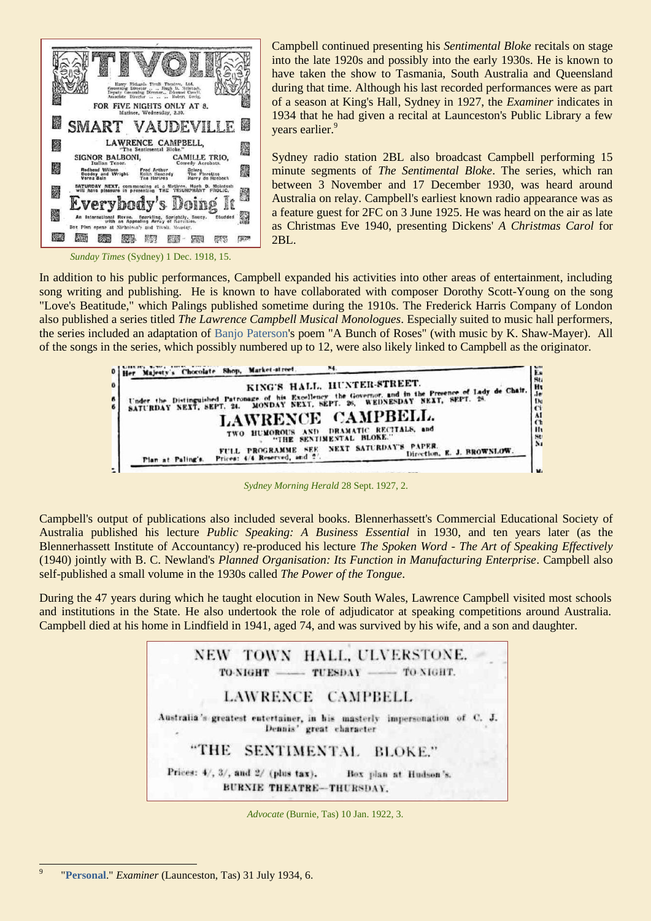Campbell continued presenting his *Sentimental Bloke* recitals on stage into the late 1920s and possibly into the early 1930s. He is known to have taken the show to Tasmania, South Australia and Queensland during that time. Although his last recorded performances were as part of a season at King's Hall, Sydney in 1927, the *Examiner* indicates in 1934 that he had given a recital at Launceston's Public Library a few years earlier.[9]

Sydney radio station 2BL also broadcast Campbell performing 15 minute segments of *The Sentimental Bloke*. The series, which ran between 3 November and 17 December 1930, was heard around Australia on relay. Campbell's earliest known radio appearance was as a feature guest for 2FC on 3 June 1925. He was heard on the air as late as Christmas Eve 1940, presenting Dickens' *A Christmas Carol* for 2BL.

*Sunday Times* (Sydney) 1 Dec. 1918, 15.

In addition to his public performances, Campbell expanded his activities into other areas of entertainment, including song writing and publishing. He is known to have collaborated with composer Dorothy Scott-Young on the song "Love's Beatitude," which Palings published sometime during the 1910s. The Frederick Harris Company of London also published a series titled *The Lawrence Campbell Musical Monologues*. Especially suited to music hall performers, the series included an adaptation of Banjo Paterson's poem "A Bunch of Roses" (with music by K. Shaw-Mayer). All of the songs in the series, which possibly numbered up to 12, were also likely linked to Campbell as the originator.

*Sydney Morning Herald* 28 Sept. 1927, 2.

Campbell's output of publications also included several books. Blennerhassett's Commercial Educational Society of Australia published his lecture *Public Speaking: A Business Essential* in 1930, and ten years later (as the Blennerhassett Institute of Accountancy) re-produced his lecture *The Spoken Word - The Art of Speaking Effectively* (1940) jointly with B. C. Newland's *Planned Organisation: Its Function in Manufacturing Enterprise*. Campbell also self-published a small volume in the 1930s called *The Power of the Tongue*.

During the 47 years during which he taught elocution in New South Wales, Lawrence Campbell visited most schools and institutions in the State. He also undertook the role of adjudicator at speaking competitions around Australia. Campbell died at his home in Lindfield in 1941, aged 74, and was survived by his wife, and a son and daughter.

*Advocate* (Burnie, Tas) 10 Jan. 1922, 3.

---

[9] "**Personal**." *Examiner* (Launceston, Tas) 31 July 1934, 6.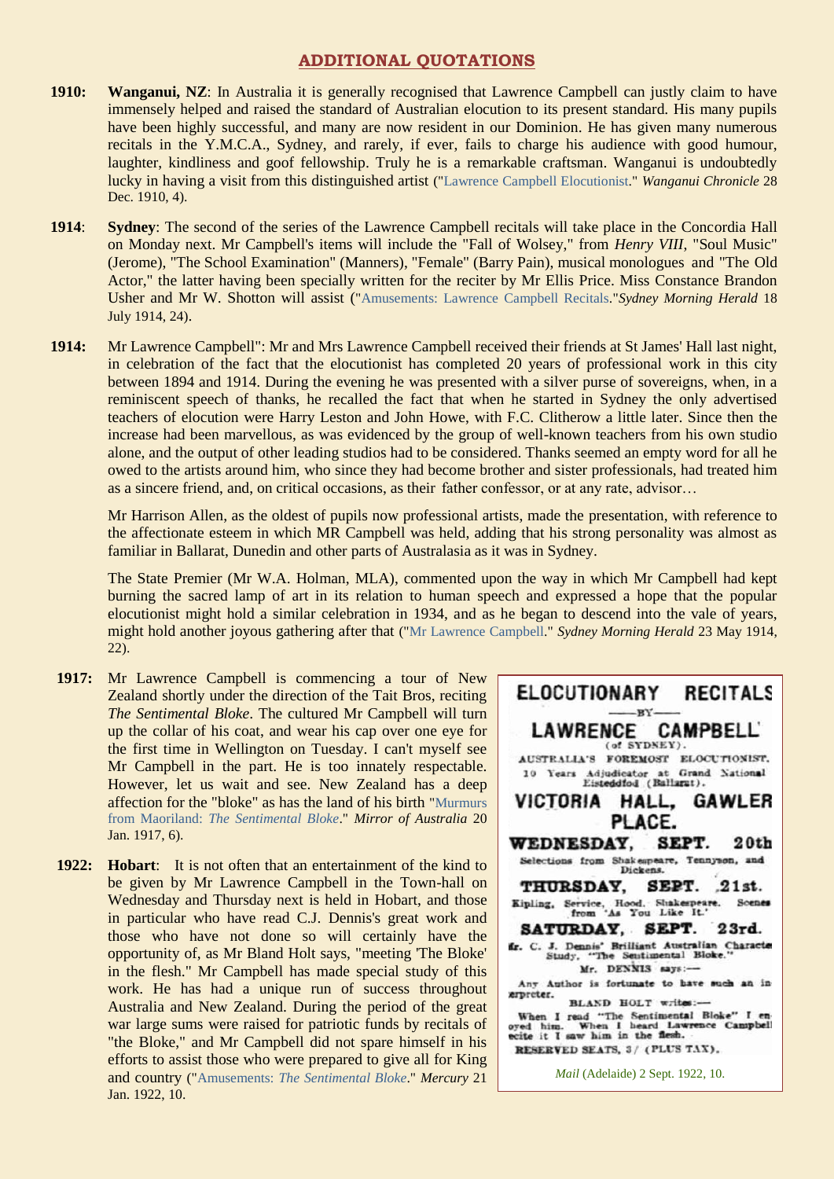## ADDITIONAL QUOTATIONS

**1910:** **Wanganui, NZ**: In Australia it is generally recognised that Lawrence Campbell can justly claim to have immensely helped and raised the standard of Australian elocution to its present standard. His many pupils have been highly successful, and many are now resident in our Dominion. He has given many numerous recitals in the Y.M.C.A., Sydney, and rarely, if ever, fails to charge his audience with good humour, laughter, kindliness and goof fellowship. Truly he is a remarkable craftsman. Wanganui is undoubtedly lucky in having a visit from this distinguished artist ("Lawrence Campbell Elocutionist." *Wanganui Chronicle* 28 Dec. 1910, 4).

**1914**: **Sydney**: The second of the series of the Lawrence Campbell recitals will take place in the Concordia Hall on Monday next. Mr Campbell's items will include the "Fall of Wolsey," from *Henry VIII*, "Soul Music" (Jerome), "The School Examination" (Manners), "Female" (Barry Pain), musical monologues and "The Old Actor," the latter having been specially written for the reciter by Mr Ellis Price. Miss Constance Brandon Usher and Mr W. Shotton will assist ("Amusements: Lawrence Campbell Recitals."*Sydney Morning Herald* 18 July 1914, 24).

**1914:** Mr Lawrence Campbell": Mr and Mrs Lawrence Campbell received their friends at St James' Hall last night, in celebration of the fact that the elocutionist has completed 20 years of professional work in this city between 1894 and 1914. During the evening he was presented with a silver purse of sovereigns, when, in a reminiscent speech of thanks, he recalled the fact that when he started in Sydney the only advertised teachers of elocution were Harry Leston and John Howe, with F.C. Clitherow a little later. Since then the increase had been marvellous, as was evidenced by the group of well-known teachers from his own studio alone, and the output of other leading studios had to be considered. Thanks seemed an empty word for all he owed to the artists around him, who since they had become brother and sister professionals, had treated him as a sincere friend, and, on critical occasions, as their father confessor, or at any rate, advisor…

Mr Harrison Allen, as the oldest of pupils now professional artists, made the presentation, with reference to the affectionate esteem in which MR Campbell was held, adding that his strong personality was almost as familiar in Ballarat, Dunedin and other parts of Australasia as it was in Sydney.

The State Premier (Mr W.A. Holman, MLA), commented upon the way in which Mr Campbell had kept burning the sacred lamp of art in its relation to human speech and expressed a hope that the popular elocutionist might hold a similar celebration in 1934, and as he began to descend into the vale of years, might hold another joyous gathering after that ("Mr Lawrence Campbell." *Sydney Morning Herald* 23 May 1914, 22).

**1917:** Mr Lawrence Campbell is commencing a tour of New Zealand shortly under the direction of the Tait Bros, reciting *The Sentimental Bloke*. The cultured Mr Campbell will turn up the collar of his coat, and wear his cap over one eye for the first time in Wellington on Tuesday. I can't myself see Mr Campbell in the part. He is too innately respectable. However, let us wait and see. New Zealand has a deep affection for the "bloke" as has the land of his birth "Murmurs from Maoriland: *The Sentimental Bloke*." *Mirror of Australia* 20 Jan. 1917, 6).

**1922:** **Hobart**: It is not often that an entertainment of the kind to be given by Mr Lawrence Campbell in the Town-hall on Wednesday and Thursday next is held in Hobart, and those in particular who have read C.J. Dennis's great work and those who have not done so will certainly have the opportunity of, as Mr Bland Holt says, "meeting 'The Bloke' in the flesh." Mr Campbell has made special study of this work. He has had a unique run of success throughout Australia and New Zealand. During the period of the great war large sums were raised for patriotic funds by recitals of "the Bloke," and Mr Campbell did not spare himself in his efforts to assist those who were prepared to give all for King and country ("Amusements: *The Sentimental Bloke*." *Mercury* 21 Jan. 1922, 10.

**ELOCUTIONARY RECITALS**
—BY—
**LAWRENCE CAMPBELL**
(of SYDNEY).
AUSTRALIA'S FOREMOST ELOCUTIONIST.
10 Years Adjudicator at Grand National Eisteddfod (Ballarat).
**VICTORIA HALL, GAWLER PLACE.**
**WEDNESDAY, SEPT. 20th**
Selections from Shakespeare, Tennyson, and Dickens.
**THURSDAY, SEPT. 21st.**
Kipling, Service, Hood, Shakespeare. Scenes from 'As You Like It.'
**SATURDAY, SEPT. 23rd.**
Mr. C. J. Dennis' Brilliant Australian Character Study, "The Sentimental Bloke."
Mr. DENNIS says:—
Any Author is fortunate to have such an interpreter.
BLAND HOLT writes:—
When I read "The Sentimental Bloke" I enjoyed him. When I heard Lawrence Campbell recite it I saw him in the flesh.
RESERVED SEATS, 3/ (PLUS TAX).

*Mail* (Adelaide) 2 Sept. 1922, 10.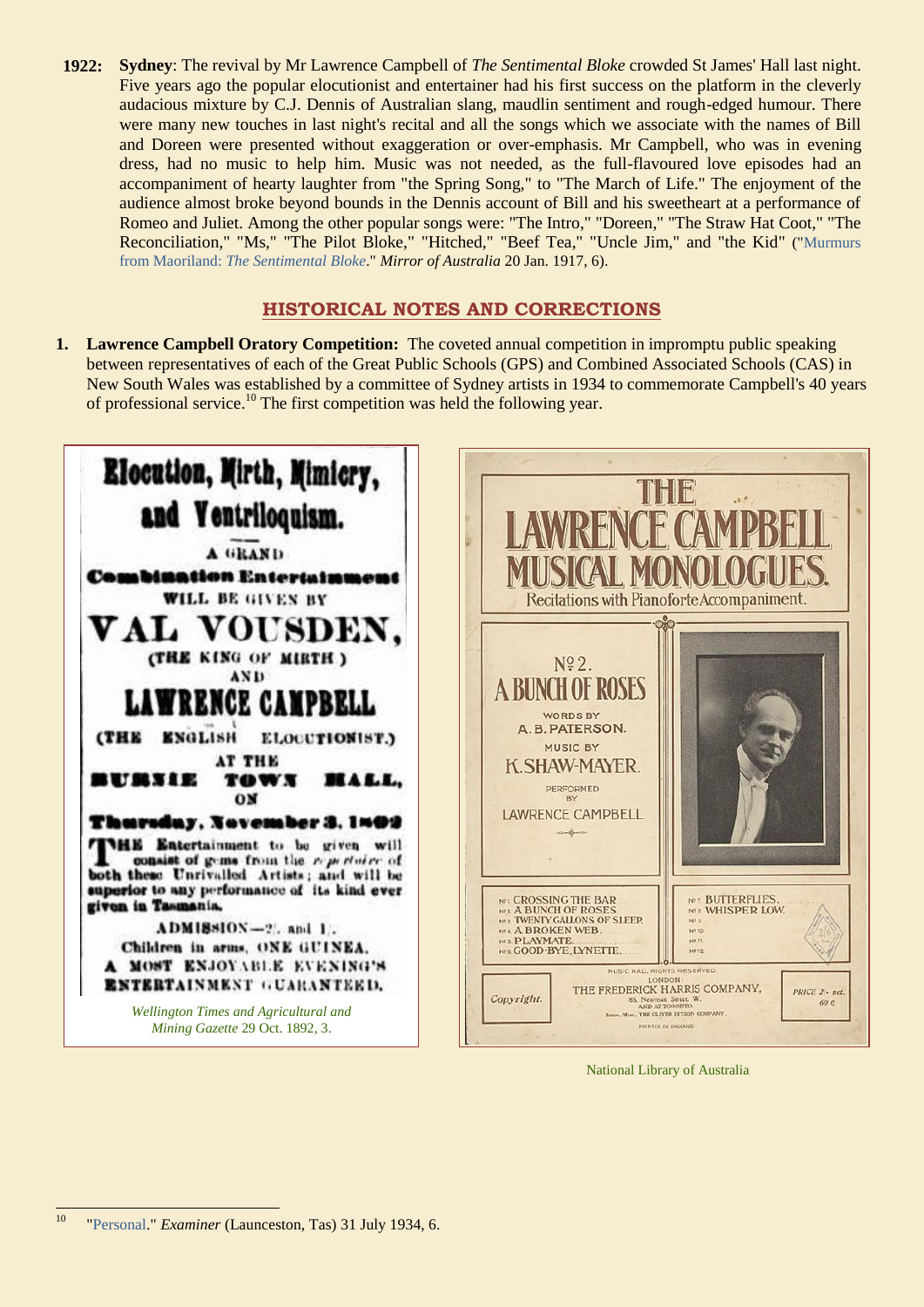**1922:** **Sydney**: The revival by Mr Lawrence Campbell of *The Sentimental Bloke* crowded St James' Hall last night. Five years ago the popular elocutionist and entertainer had his first success on the platform in the cleverly audacious mixture by C.J. Dennis of Australian slang, maudlin sentiment and rough-edged humour. There were many new touches in last night's recital and all the songs which we associate with the names of Bill and Doreen were presented without exaggeration or over-emphasis. Mr Campbell, who was in evening dress, had no music to help him. Music was not needed, as the full-flavoured love episodes had an accompaniment of hearty laughter from "the Spring Song," to "The March of Life." The enjoyment of the audience almost broke beyond bounds in the Dennis account of Bill and his sweetheart at a performance of Romeo and Juliet. Among the other popular songs were: "The Intro," "Doreen," "The Straw Hat Coot," "The Reconciliation," "Ms," "The Pilot Bloke," "Hitched," "Beef Tea," "Uncle Jim," and "the Kid" ("Murmurs from Maoriland: *The Sentimental Bloke*." *Mirror of Australia* 20 Jan. 1917, 6).

## HISTORICAL NOTES AND CORRECTIONS

1. **Lawrence Campbell Oratory Competition:** The coveted annual competition in impromptu public speaking between representatives of each of the Great Public Schools (GPS) and Combined Associated Schools (CAS) in New South Wales was established by a committee of Sydney artists in 1934 to commemorate Campbell's 40 years of professional service.[10] The first competition was held the following year.

*Wellington Times and Agricultural and Mining Gazette* 29 Oct. 1892, 3.

National Library of Australia

[10] "Personal." *Examiner* (Launceston, Tas) 31 July 1934, 6.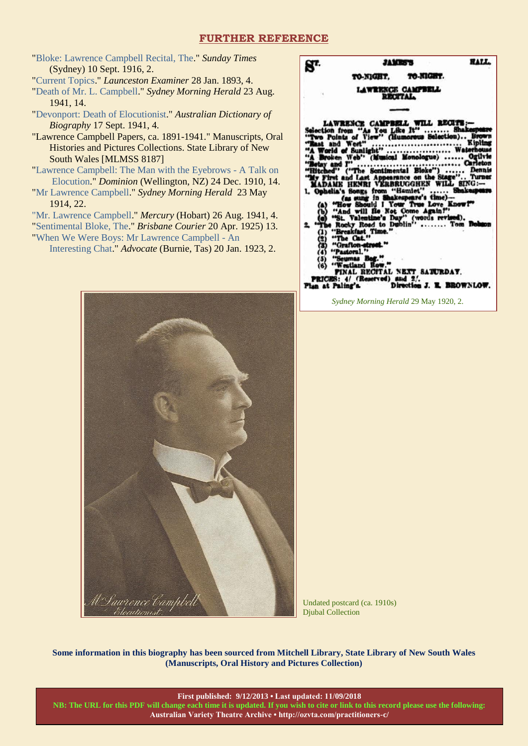## FURTHER REFERENCE

"Bloke: Lawrence Campbell Recital, The." *Sunday Times* (Sydney) 10 Sept. 1916, 2.

"Current Topics." *Launceston Examiner* 28 Jan. 1893, 4.

"Death of Mr. L. Campbell." *Sydney Morning Herald* 23 Aug. 1941, 14.

"Devonport: Death of Elocutionist." *Australian Dictionary of Biography* 17 Sept. 1941, 4.

"Lawrence Campbell Papers, ca. 1891-1941." Manuscripts, Oral Histories and Pictures Collections. State Library of New South Wales [MLMSS 8187]

"Lawrence Campbell: The Man with the Eyebrows - A Talk on Elocution." *Dominion* (Wellington, NZ) 24 Dec. 1910, 14.

"Mr Lawrence Campbell." *Sydney Morning Herald* 23 May 1914, 22.

"Mr. Lawrence Campbell." *Mercury* (Hobart) 26 Aug. 1941, 4.

"Sentimental Bloke, The." *Brisbane Courier* 20 Apr. 1925) 13.

"When We Were Boys: Mr Lawrence Campbell - An Interesting Chat." *Advocate* (Burnie, Tas) 20 Jan. 1923, 2.

ST. JAMES'S HALL.
TO-NIGHT, TO-NIGHT.
LAWRENCE CAMPBELL RECITAL.

LAWRENCE CAMPBELL WILL RECITE:—
Selection from "As You Like It" ........ Shakespeare
"Two Points of View" (Humorous Selection).. Brown
"East and West" ........................ Kipling
"A World of Sunlight" .................. Waterhouse
"A Broken Web" (Musical Monologue) ...... Ogilvie
"Betsy and I" .......................... Carleton
"Hitched" ("The Sentimental Bloke") ...... Dennis
"My First and Last Appearance on the Stage".. Turner
MADAME HENRI VERBRUGGHEN WILL SING:—
1. Ophelia's Songs from "Hamlet" ...... Shakespeare
(as sung in Shakespeare's time)—
(a) "How Should I Your True Love Know?"
(b) "And will He Not Come Again?"
(c) "St. Valentine's Day" (words revised).
2. "The Rocky Road to Dublin" ........ Tom Dobson
(1) "Breakfast Time."
(2) "The Cat."
(3) "Grafton-street."
(4) "Pastoral."
(5) "Seumas Beg."
(6) "Westland Row."
FINAL RECITAL NEXT SATURDAY.
PRICES: 4/ (Reserved) and 2/.
Plan at Paling's. Direction J. E. BROWNLOW.

*Sydney Morning Herald* 29 May 1920, 2.

Mr Lawrence Campbell
Elocutionist.

Undated postcard (ca. 1910s)
Djubal Collection

**Some information in this biography has been sourced from Mitchell Library, State Library of New South Wales (Manuscripts, Oral History and Pictures Collection)**

**First published: 9/12/2013 • Last updated: 11/09/2018**
**NB: The URL for this PDF will change each time it is updated. If you wish to cite or link to this record please use the following: Australian Variety Theatre Archive • http://ozvta.com/practitioners-c/**